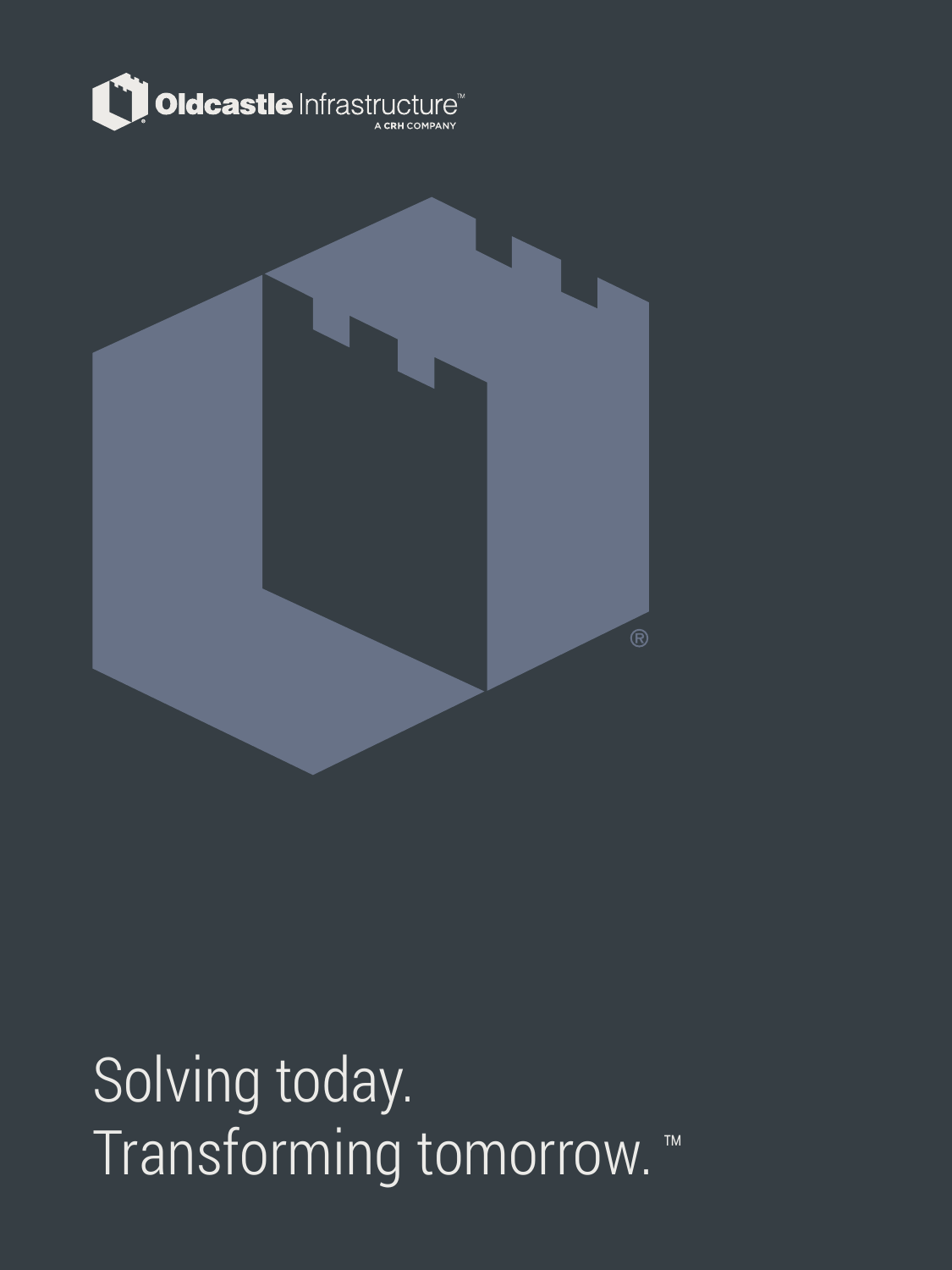Oldcastle Infrastructure™
A CRH COMPANY

Solving today.
Transforming tomorrow.™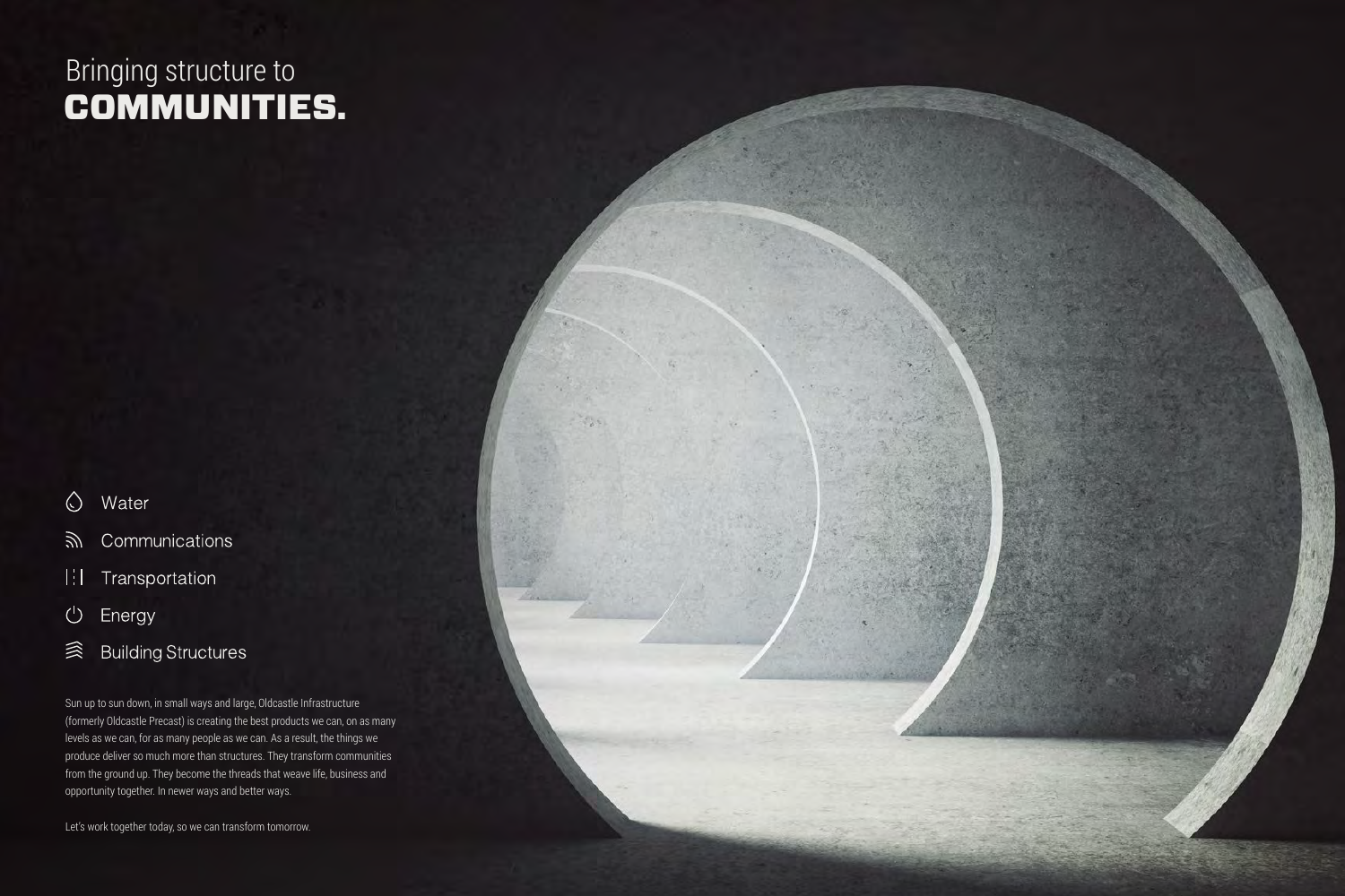# Bringing structure to **COMMUNITIES.**

- Water
- Communications
- Transportation
- Energy
- Building Structures

Sun up to sun down, in small ways and large, Oldcastle Infrastructure (formerly Oldcastle Precast) is creating the best products we can, on as many levels as we can, for as many people as we can. As a result, the things we produce deliver so much more than structures. They transform communities from the ground up. They become the threads that weave life, business and opportunity together. In newer ways and better ways.

Let's work together today, so we can transform tomorrow.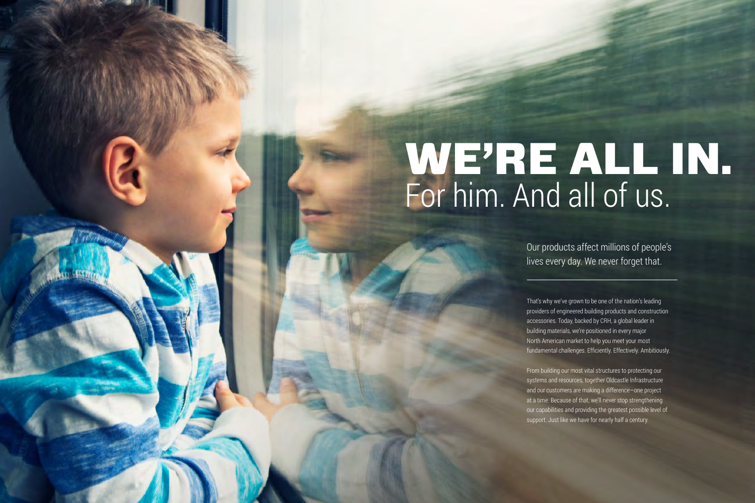# WE'RE ALL IN.

## For him. And all of us.

Our products affect millions of people's lives every day. We never forget that.

---

That's why we've grown to be one of the nation's leading providers of engineered building products and construction accessories. Today, backed by CRH, a global leader in building materials, we're positioned in every major North American market to help you meet your most fundamental challenges. Efficiently. Effectively. Ambitiously.

From building our most vital structures to protecting our systems and resources, together Oldcastle Infrastructure and our customers are making a difference—one project at a time. Because of that, we'll never stop strengthening our capabilities and providing the greatest possible level of support. Just like we have for nearly half a century.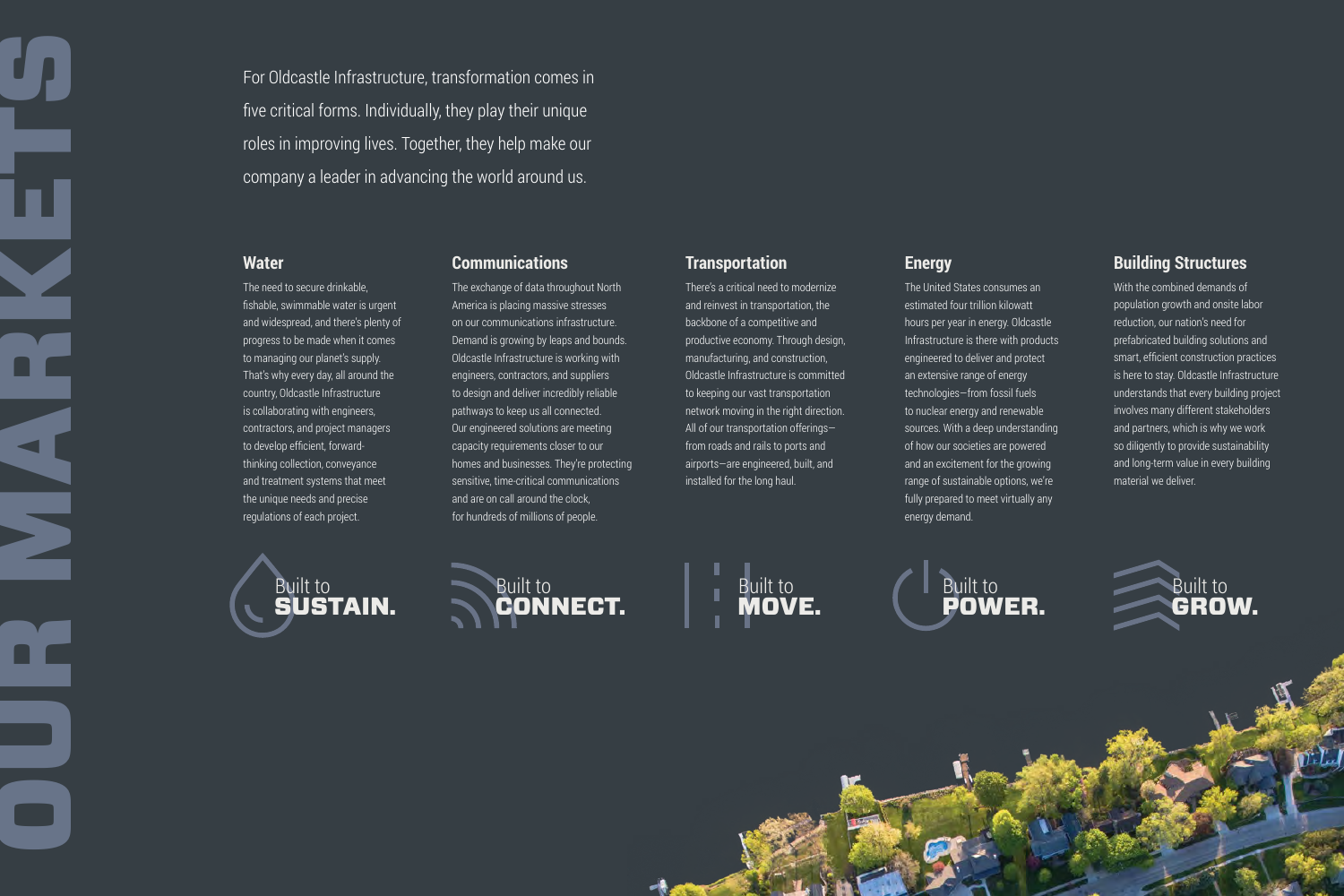# OUR MARKETS

For Oldcastle Infrastructure, transformation comes in five critical forms. Individually, they play their unique roles in improving lives. Together, they help make our company a leader in advancing the world around us.

## Water

The need to secure drinkable, fishable, swimmable water is urgent and widespread, and there's plenty of progress to be made when it comes to managing our planet's supply. That's why every day, all around the country, Oldcastle Infrastructure is collaborating with engineers, contractors, and project managers to develop efficient, forward-thinking collection, conveyance and treatment systems that meet the unique needs and precise regulations of each project.

Built to **SUSTAIN.**

## Communications

The exchange of data throughout North America is placing massive stresses on our communications infrastructure. Demand is growing by leaps and bounds. Oldcastle Infrastructure is working with engineers, contractors, and suppliers to design and deliver incredibly reliable pathways to keep us all connected. Our engineered solutions are meeting capacity requirements closer to our homes and businesses. They're protecting sensitive, time-critical communications and are on call around the clock, for hundreds of millions of people.

Built to **CONNECT.**

## Transportation

There's a critical need to modernize and reinvest in transportation, the backbone of a competitive and productive economy. Through design, manufacturing, and construction, Oldcastle Infrastructure is committed to keeping our vast transportation network moving in the right direction. All of our transportation offerings—from roads and rails to ports and airports—are engineered, built, and installed for the long haul.

Built to **MOVE.**

## Energy

The United States consumes an estimated four trillion kilowatt hours per year in energy. Oldcastle Infrastructure is there with products engineered to deliver and protect an extensive range of energy technologies—from fossil fuels to nuclear energy and renewable sources. With a deep understanding of how our societies are powered and an excitement for the growing range of sustainable options, we're fully prepared to meet virtually any energy demand.

Built to **POWER.**

## Building Structures

With the combined demands of population growth and onsite labor reduction, our nation's need for prefabricated building solutions and smart, efficient construction practices is here to stay. Oldcastle Infrastructure understands that every building project involves many different stakeholders and partners, which is why we work so diligently to provide sustainability and long-term value in every building material we deliver.

Built to **GROW.**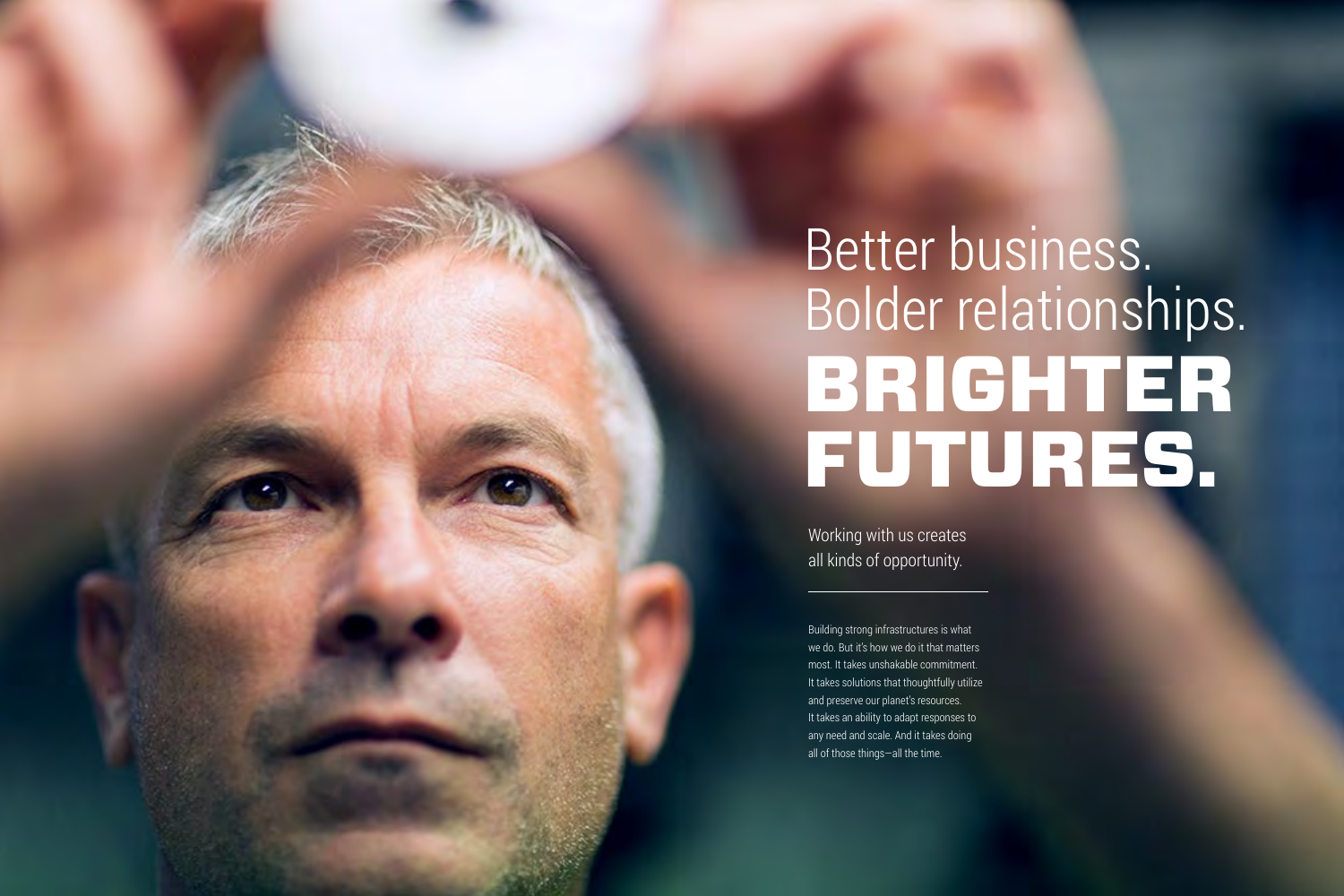# Better business. Bolder relationships. BRIGHTER FUTURES.

Working with us creates all kinds of opportunity.

---

Building strong infrastructures is what we do. But it's how we do it that matters most. It takes unshakable commitment. It takes solutions that thoughtfully utilize and preserve our planet's resources. It takes an ability to adapt responses to any need and scale. And it takes doing all of those things—all the time.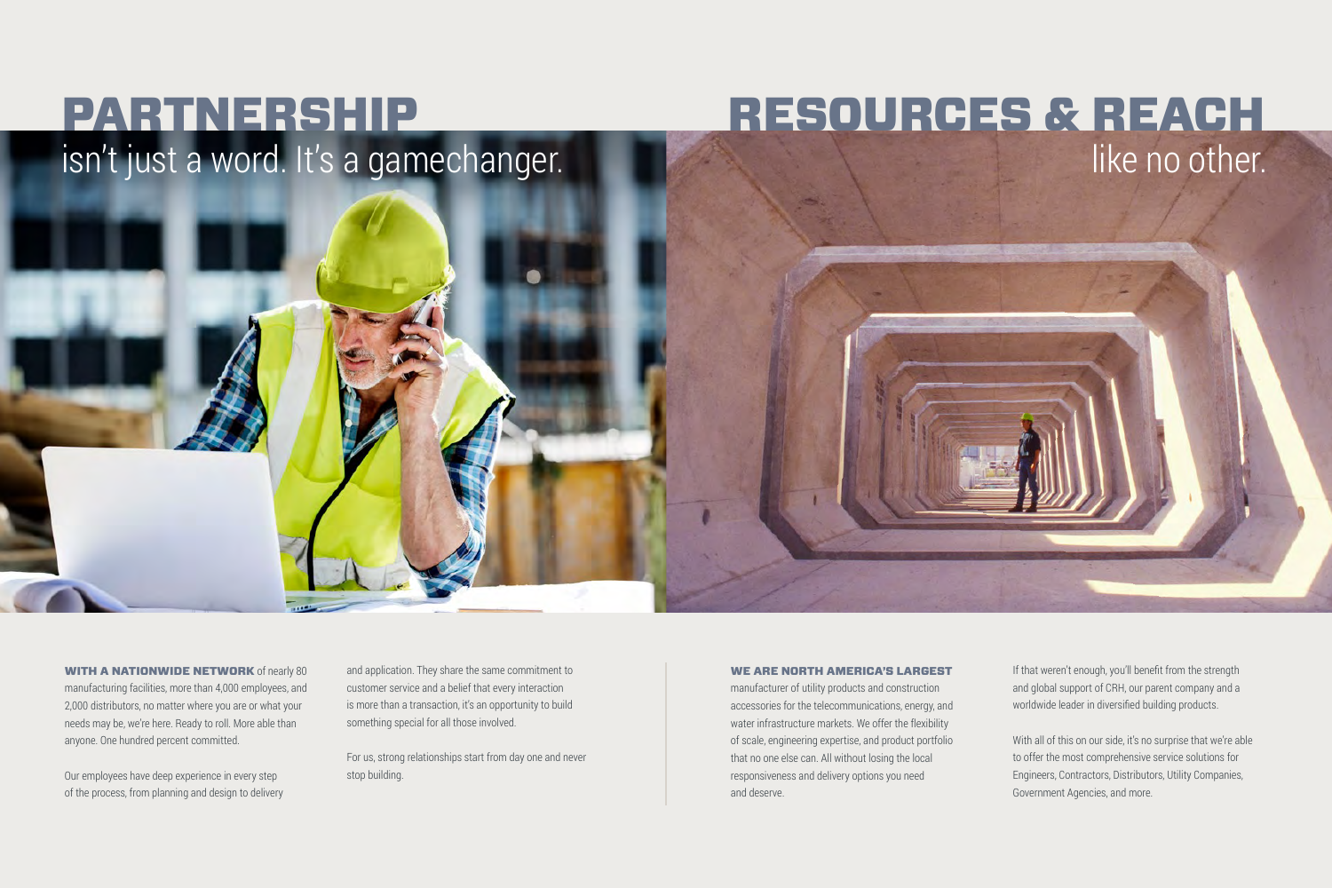# PARTNERSHIP

## isn't just a word. It's a gamechanger.

**WITH A NATIONWIDE NETWORK** of nearly 80 manufacturing facilities, more than 4,000 employees, and 2,000 distributors, no matter where you are or what your needs may be, we're here. Ready to roll. More able than anyone. One hundred percent committed.

Our employees have deep experience in every step of the process, from planning and design to delivery and application. They share the same commitment to customer service and a belief that every interaction is more than a transaction, it's an opportunity to build something special for all those involved.

For us, strong relationships start from day one and never stop building.

# RESOURCES & REACH

## like no other.

**WE ARE NORTH AMERICA'S LARGEST** manufacturer of utility products and construction accessories for the telecommunications, energy, and water infrastructure markets. We offer the flexibility of scale, engineering expertise, and product portfolio that no one else can. All without losing the local responsiveness and delivery options you need and deserve.

If that weren't enough, you'll benefit from the strength and global support of CRH, our parent company and a worldwide leader in diversified building products.

With all of this on our side, it's no surprise that we're able to offer the most comprehensive service solutions for Engineers, Contractors, Distributors, Utility Companies, Government Agencies, and more.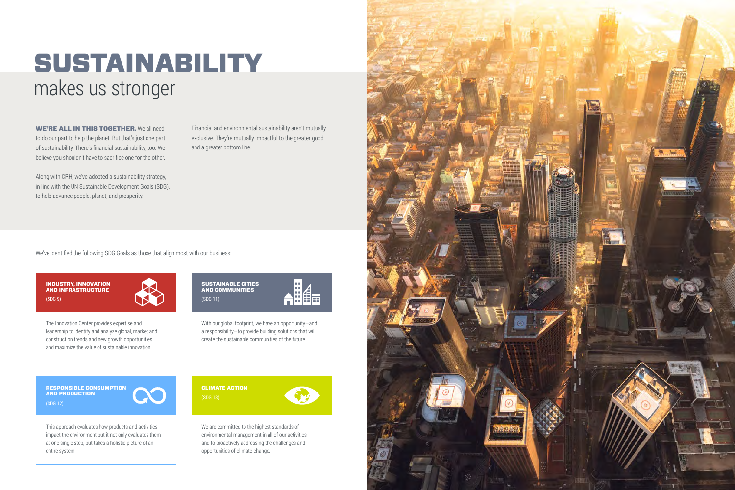# SUSTAINABILITY
## makes us stronger

**WE'RE ALL IN THIS TOGETHER.** We all need to do our part to help the planet. But that's just one part of sustainability. There's financial sustainability, too. We believe you shouldn't have to sacrifice one for the other.

Along with CRH, we've adopted a sustainability strategy, in line with the UN Sustainable Development Goals (SDG), to help advance people, planet, and prosperity.

Financial and environmental sustainability aren't mutually exclusive. They're mutually impactful to the greater good and a greater bottom line.

We've identified the following SDG Goals as those that align most with our business:

### INDUSTRY, INNOVATION AND INFRASTRUCTURE

(SDG 9)

The Innovation Center provides expertise and leadership to identify and analyze global, market and construction trends and new growth opportunities and maximize the value of sustainable innovation.

### SUSTAINABLE CITIES AND COMMUNITIES

(SDG 11)

With our global footprint, we have an opportunity—and a responsibility—to provide building solutions that will create the sustainable communities of the future.

### RESPONSIBLE CONSUMPTION AND PRODUCTION

(SDG 12)

This approach evaluates how products and activities impact the environment but it not only evaluates them at one single step, but takes a holistic picture of an entire system.

### CLIMATE ACTION

(SDG 13)

We are committed to the highest standards of environmental management in all of our activities and to proactively addressing the challenges and opportunities of climate change.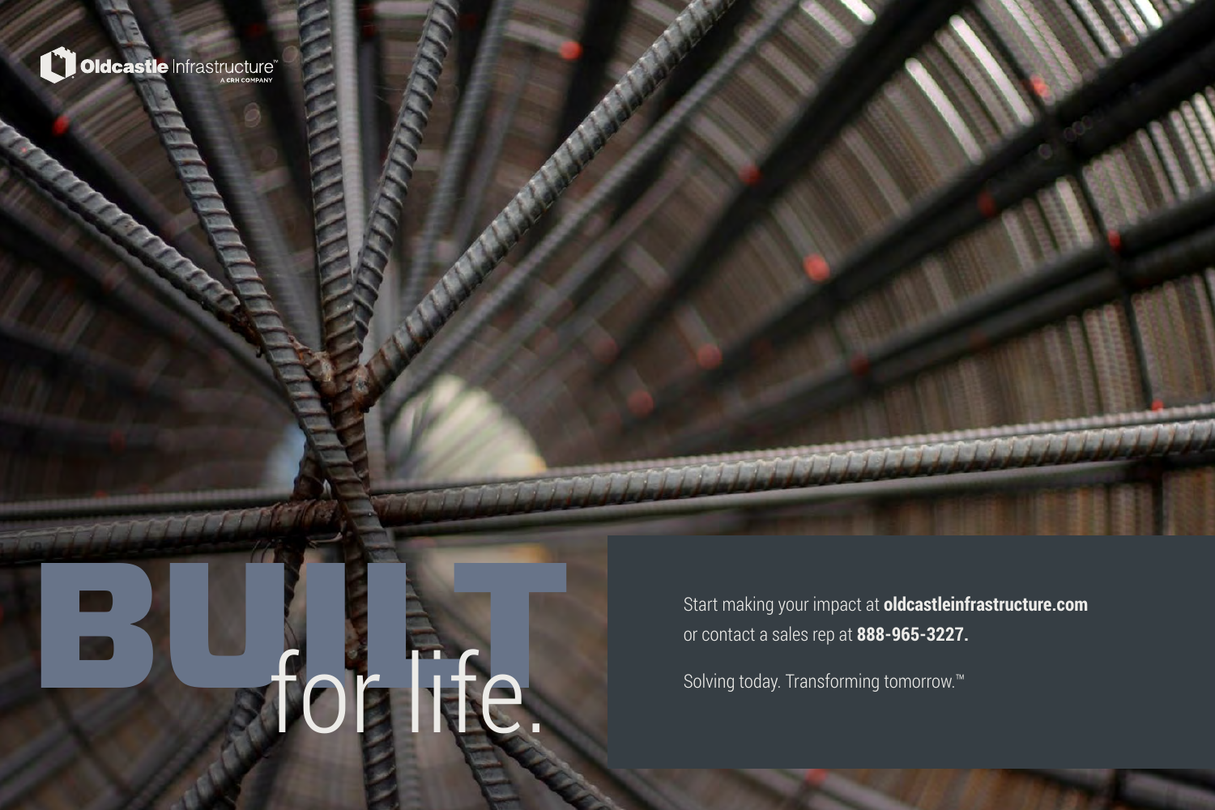Oldcastle Infrastructure™
A CRH COMPANY

# BUILT for life.

Start making your impact at **oldcastleinfrastructure.com** or contact a sales rep at **888-965-3227.**

Solving today. Transforming tomorrow.™